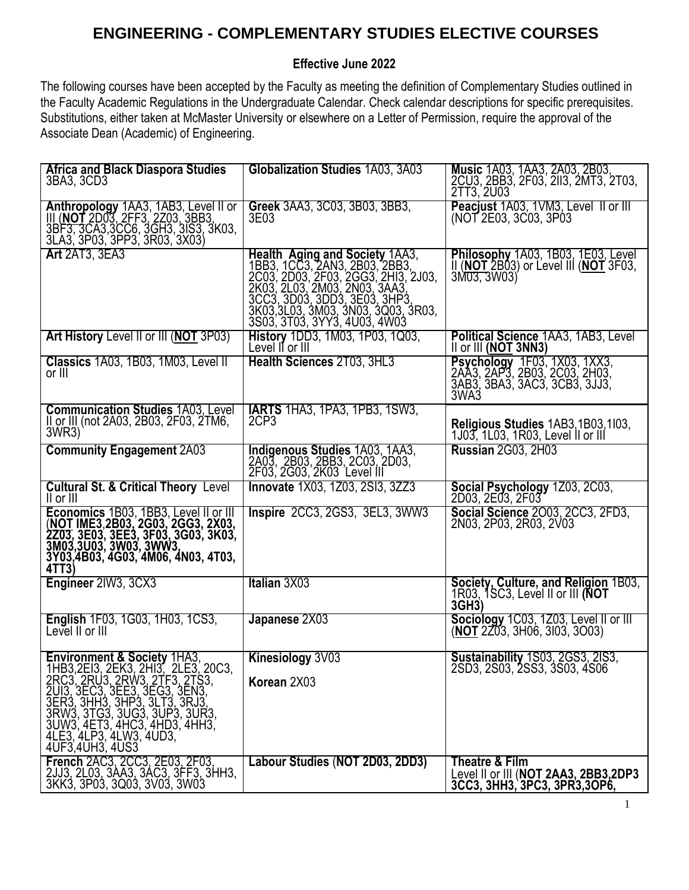# ENGINEERING - COMPLEMENTARY STUDIES ELECTIVE COURSES

**Effective June 2022**

The following courses have been accepted by the Faculty as meeting the definition of Complementary Studies outlined in the Faculty Academic Regulations in the Undergraduate Calendar. Check calendar descriptions for specific prerequisites. Substitutions, either taken at McMaster University or elsewhere on a Letter of Permission, require the approval of the Associate Dean (Academic) of Engineering.

| | | |
|---|---|---|
| **Africa and Black Diaspora Studies** 3BA3, 3CD3 | **Globalization Studies** 1A03, 3A03 | **Music** 1A03, 1AA3, 2A03, 2B03, 2CU3, 2BB3, 2F03, 2II3, 2MT3, 2T03, 2TT3, 2U03 |
| **Anthropology** 1AA3, 1AB3, Level II or III (**NOT** 2D03, 2FF3, 2Z03, 3BB3, 3BF3, 3CA3,3CC6, 3GH3, 3IS3, 3K03, 3LA3, 3P03, 3PP3, 3R03, 3X03) | **Greek** 3AA3, 3C03, 3B03, 3BB3, 3E03 | **Peacjust** 1A03, 1VM3, Level II or III (NOT 2E03, 3C03, 3P03 |
| **Art** 2AT3, 3EA3 | **Health Aging and Society** 1AA3, 1BB3, 1CC3, 2AN3, 2B03, 2BB3, 2C03, 2D03, 2F03, 2GG3, 2HI3, 2J03, 2K03, 2L03, 2M03, 2N03, 3AA3, 3CC3, 3D03, 3DD3, 3E03, 3HP3, 3K03,3L03, 3M03, 3N03, 3Q03, 3R03, 3S03, 3T03, 3YY3, 4U03, 4W03 | **Philosophy** 1A03, 1B03, 1E03, Level II (**NOT** 2B03) or Level III (**NOT** 3F03, 3M03, 3W03) |
| **Art History** Level II or III (**NOT** 3P03) | **History** 1DD3, 1M03, 1P03, 1Q03, Level II or III | **Political Science** 1AA3, 1AB3, Level II or III **(NOT 3NN3)** |
| **Classics** 1A03, 1B03, 1M03, Level II or III | **Health Sciences** 2T03, 3HL3 | **Psychology** 1F03, 1X03, 1XX3, 2AA3, 2AP3, 2B03, 2C03, 2H03, 3AB3, 3BA3, 3AC3, 3CB3, 3JJ3, 3WA3 |
| **Communication Studies** 1A03, Level II or III (not 2A03, 2B03, 2F03, 2TM6, 3WR3) | **IARTS** 1HA3, 1PA3, 1PB3, 1SW3, 2CP3 | **Religious Studies** 1AB3,1B03,1I03, 1J03, 1L03, 1R03, Level II or III |
| **Community Engagement** 2A03 | **Indigenous Studies** 1A03, 1AA3, 2A03, 2B03, 2BB3, 2C03, 2D03, 2F03, 2G03, 2K03 Level III | **Russian** 2G03, 2H03 |
| **Cultural St. & Critical Theory** Level II or III | **Innovate** 1X03, 1Z03, 2SI3, 3ZZ3 | **Social Psychology** 1Z03, 2C03, 2D03, 2E03, 2F03 |
| **Economics** 1B03, 1BB3, Level II or III (**NOT IME3,2B03, 2G03, 2GG3, 2X03, 2Z03, 3E03, 3EE3, 3F03, 3G03, 3K03, 3M03,3U03, 3W03, 3WW3, 3Y03,4B03, 4G03, 4M06, 4N03, 4T03, 4TT3)** | **Inspire** 2CC3, 2GS3, 3EL3, 3WW3 | **Social Science** 2O03, 2CC3, 2FD3, 2N03, 2P03, 2R03, 2V03 |
| **Engineer** 2IW3, 3CX3 | **Italian** 3X03 | **Society, Culture, and Religion** 1B03, 1R03, 1SC3, Level II or III **(NOT 3GH3)** |
| **English** 1F03, 1G03, 1H03, 1CS3, Level II or III | **Japanese** 2X03 | **Sociology** 1C03, 1Z03, Level II or III (**NOT** 2Z03, 3H06, 3I03, 3O03) |
| **Environment & Society** 1HA3, 1HB3,2EI3, 2EK3, 2HI3, 2LE3, 20C3, 2RC3, 2RU3, 2RW3, 2TF3, 2TS3, 2UI3, 3EC3, 3EE3, 3EG3, 3EN3, 3ER3, 3HH3, 3HP3, 3LT3, 3RJ3, 3RW3, 3TG3, 3UG3, 3UP3, 3UR3, 3UW3, 4ET3, 4HC3, 4HD3, 4HH3, 4LE3, 4LP3, 4LW3, 4UD3, 4UF3,4UH3, 4US3 | **Kinesiology** 3V03<br><br>**Korean** 2X03 | **Sustainability** 1S03, 2GS3, 2IS3, 2SD3, 2S03, 2SS3, 3S03, 4S06 |
| **French** 2AC3, 2CC3, 2E03, 2F03, 2JJ3, 2L03, 3AA3, 3AC3, 3FF3, 3HH3, 3KK3, 3P03, 3Q03, 3V03, 3W03 | **Labour Studies** (**NOT 2D03, 2DD3)** | **Theatre & Film** Level II or III (**NOT 2AA3, 2BB3,2DP3 3CC3, 3HH3, 3PC3, 3PR3,3OP6,** |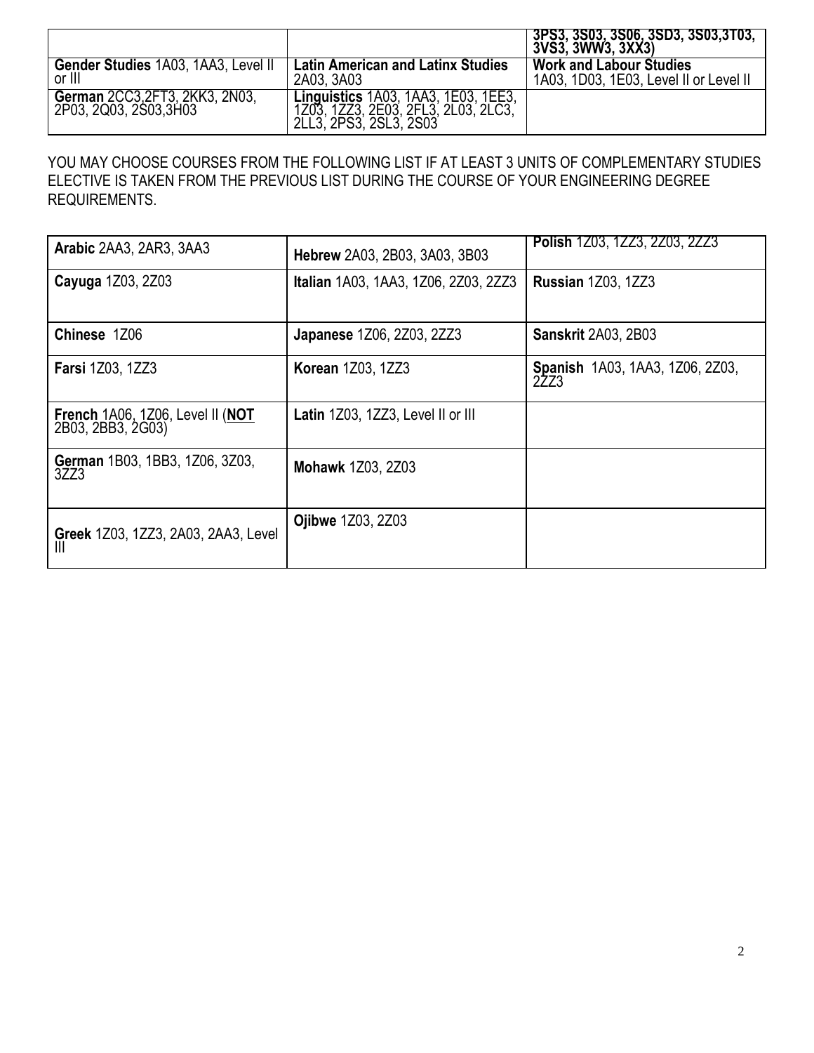| | | |
|---|---|---|
| | | 3PS3, 3S03, 3S06, 3SD3, 3S03,3T03, 3VS3, 3WW3, 3XX3) |
| **Gender Studies** 1A03, 1AA3, Level II or III | **Latin American and Latinx Studies** 2A03, 3A03 | **Work and Labour Studies** 1A03, 1D03, 1E03, Level II or Level II |
| **German** 2CC3,2FT3, 2KK3, 2N03, 2P03, 2Q03, 2S03,3H03 | **Linguistics** 1A03, 1AA3, 1E03, 1EE3, 1Z03, 1ZZ3, 2E03, 2FL3, 2L03, 2LC3, 2LL3, 2PS3, 2SL3, 2S03 | |

YOU MAY CHOOSE COURSES FROM THE FOLLOWING LIST IF AT LEAST 3 UNITS OF COMPLEMENTARY STUDIES ELECTIVE IS TAKEN FROM THE PREVIOUS LIST DURING THE COURSE OF YOUR ENGINEERING DEGREE REQUIREMENTS.

| | | |
|---|---|---|
| **Arabic** 2AA3, 2AR3, 3AA3 | **Hebrew** 2A03, 2B03, 3A03, 3B03 | **Polish** 1Z03, 1ZZ3, 2Z03, 2ZZ3 |
| **Cayuga** 1Z03, 2Z03 | **Italian** 1A03, 1AA3, 1Z06, 2Z03, 2ZZ3 | **Russian** 1Z03, 1ZZ3 |
| **Chinese** 1Z06 | **Japanese** 1Z06, 2Z03, 2ZZ3 | **Sanskrit** 2A03, 2B03 |
| **Farsi** 1Z03, 1ZZ3 | **Korean** 1Z03, 1ZZ3 | **Spanish** 1A03, 1AA3, 1Z06, 2Z03, 2ZZ3 |
| **French** 1A06, 1Z06, Level II (**NOT** 2B03, 2BB3, 2G03) | **Latin** 1Z03, 1ZZ3, Level II or III | |
| **German** 1B03, 1BB3, 1Z06, 3Z03, 3ZZ3 | **Mohawk** 1Z03, 2Z03 | |
| **Greek** 1Z03, 1ZZ3, 2A03, 2AA3, Level III | **Ojibwe** 1Z03, 2Z03 | |